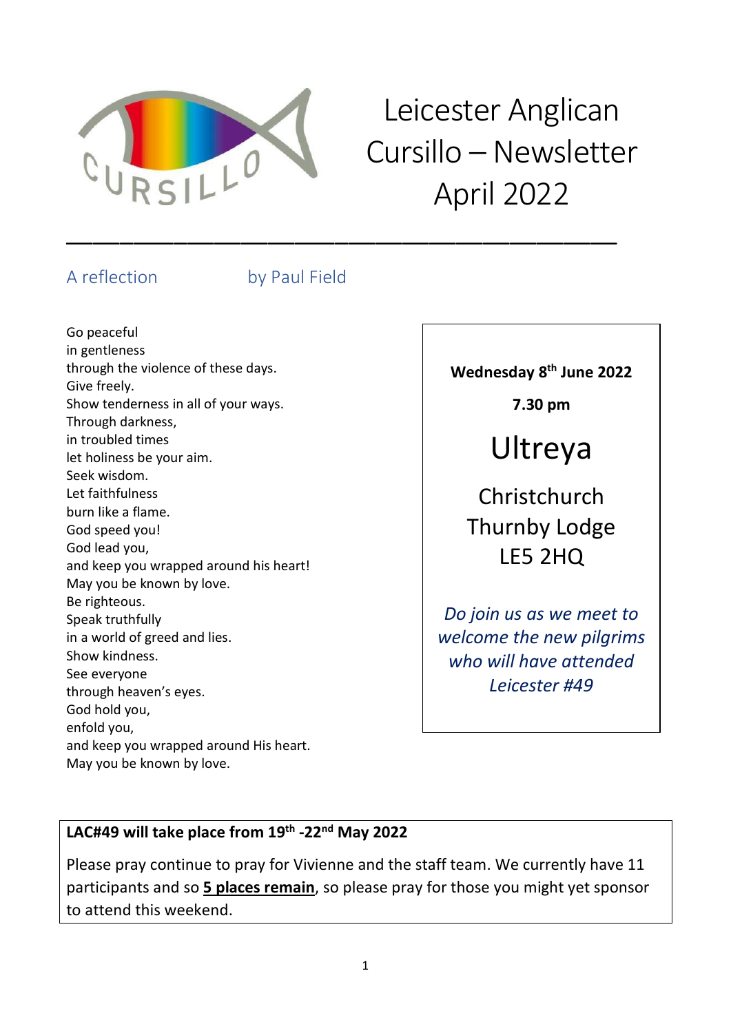# Leicester Anglican Cursillo – Newsletter April 2022

---

## A reflection by Paul Field

Go peaceful
in gentleness
through the violence of these days.
Give freely.
Show tenderness in all of your ways.
Through darkness,
in troubled times
let holiness be your aim.
Seek wisdom.
Let faithfulness
burn like a flame.
God speed you!
God lead you,
and keep you wrapped around his heart!
May you be known by love.
Be righteous.
Speak truthfully
in a world of greed and lies.
Show kindness.
See everyone
through heaven's eyes.
God hold you,
enfold you,
and keep you wrapped around His heart.
May you be known by love.

---

**Wednesday 8th June 2022**

**7.30 pm**

## Ultreya

Christchurch
Thurnby Lodge
LE5 2HQ

*Do join us as we meet to welcome the new pilgrims who will have attended Leicester #49*

---

**LAC#49 will take place from 19th -22nd May 2022**

Please pray continue to pray for Vivienne and the staff team. We currently have 11 participants and so **5 places remain**, so please pray for those you might yet sponsor to attend this weekend.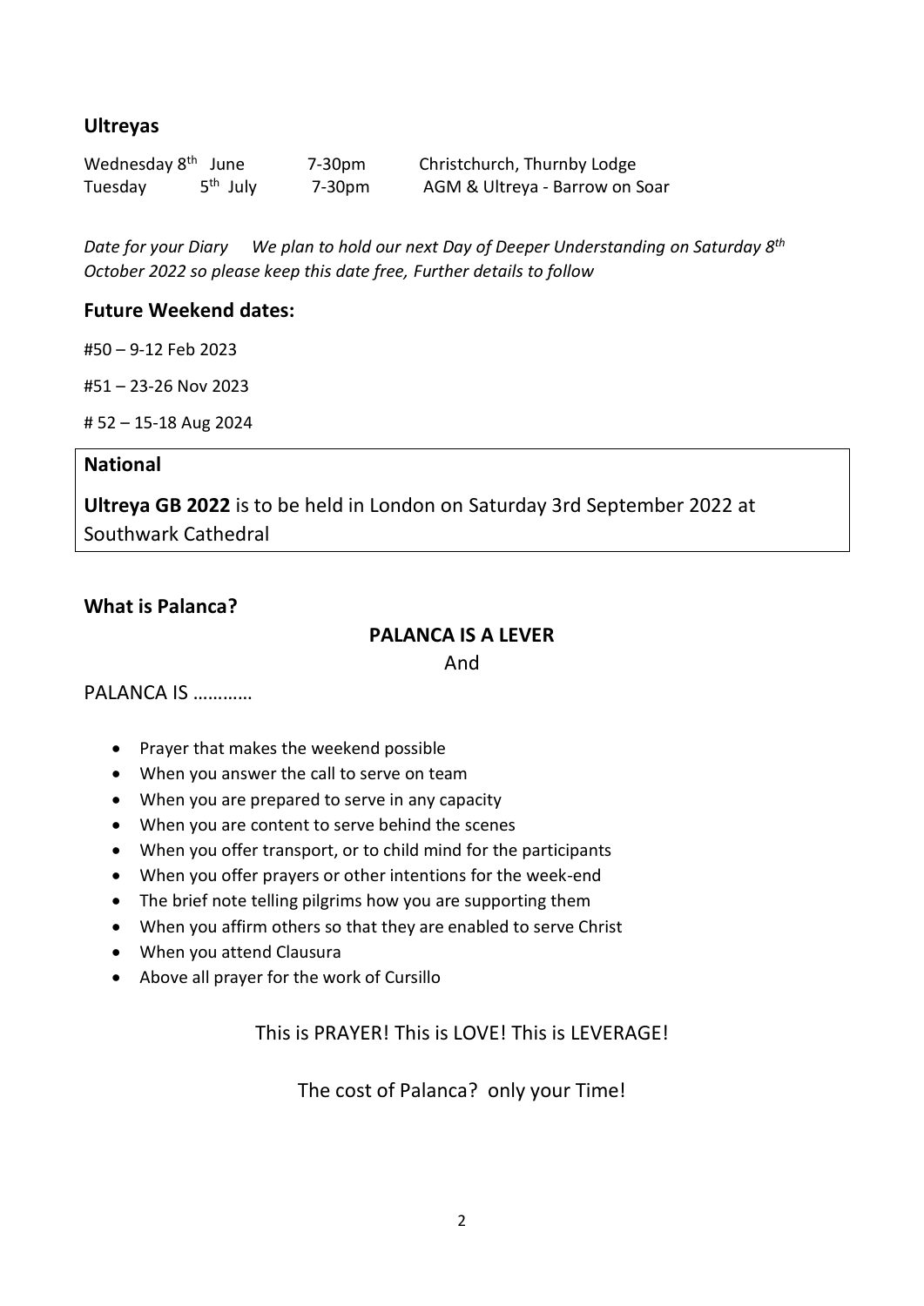## Ultreyas

| | | | |
|---|---|---|---|
| Wednesday 8th | June | 7-30pm | Christchurch, Thurnby Lodge |
| Tuesday | 5th July | 7-30pm | AGM & Ultreya - Barrow on Soar |

*Date for your Diary     We plan to hold our next Day of Deeper Understanding on Saturday 8th October 2022 so please keep this date free, Further details to follow*

## Future Weekend dates:

#50 – 9-12 Feb 2023

#51 – 23-26 Nov 2023

# 52 – 15-18 Aug 2024

## National

**Ultreya GB 2022** is to be held in London on Saturday 3rd September 2022 at Southwark Cathedral

## What is Palanca?

**PALANCA IS A LEVER**

And

PALANCA IS …………

- Prayer that makes the weekend possible
- When you answer the call to serve on team
- When you are prepared to serve in any capacity
- When you are content to serve behind the scenes
- When you offer transport, or to child mind for the participants
- When you offer prayers or other intentions for the week-end
- The brief note telling pilgrims how you are supporting them
- When you affirm others so that they are enabled to serve Christ
- When you attend Clausura
- Above all prayer for the work of Cursillo

This is PRAYER! This is LOVE! This is LEVERAGE!

The cost of Palanca?  only your Time!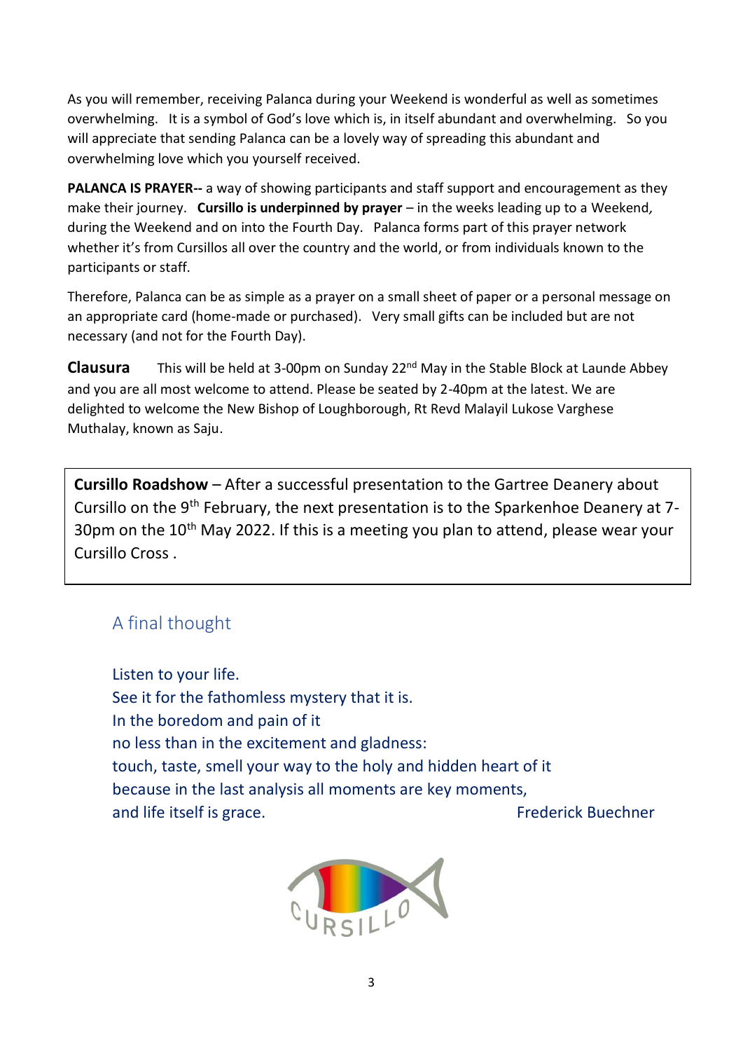As you will remember, receiving Palanca during your Weekend is wonderful as well as sometimes overwhelming. It is a symbol of God's love which is, in itself abundant and overwhelming. So you will appreciate that sending Palanca can be a lovely way of spreading this abundant and overwhelming love which you yourself received.

**PALANCA IS PRAYER--** a way of showing participants and staff support and encouragement as they make their journey. **Cursillo is underpinned by prayer** – in the weeks leading up to a Weekend, during the Weekend and on into the Fourth Day. Palanca forms part of this prayer network whether it's from Cursillos all over the country and the world, or from individuals known to the participants or staff.

Therefore, Palanca can be as simple as a prayer on a small sheet of paper or a personal message on an appropriate card (home-made or purchased). Very small gifts can be included but are not necessary (and not for the Fourth Day).

**Clausura** This will be held at 3-00pm on Sunday 22nd May in the Stable Block at Launde Abbey and you are all most welcome to attend. Please be seated by 2-40pm at the latest. We are delighted to welcome the New Bishop of Loughborough, Rt Revd Malayil Lukose Varghese Muthalay, known as Saju.

**Cursillo Roadshow** – After a successful presentation to the Gartree Deanery about Cursillo on the 9th February, the next presentation is to the Sparkenhoe Deanery at 7-30pm on the 10th May 2022. If this is a meeting you plan to attend, please wear your Cursillo Cross .

## A final thought

Listen to your life.
See it for the fathomless mystery that it is.
In the boredom and pain of it
no less than in the excitement and gladness:
touch, taste, smell your way to the holy and hidden heart of it
because in the last analysis all moments are key moments,
and life itself is grace.

Frederick Buechner

CURSILLO